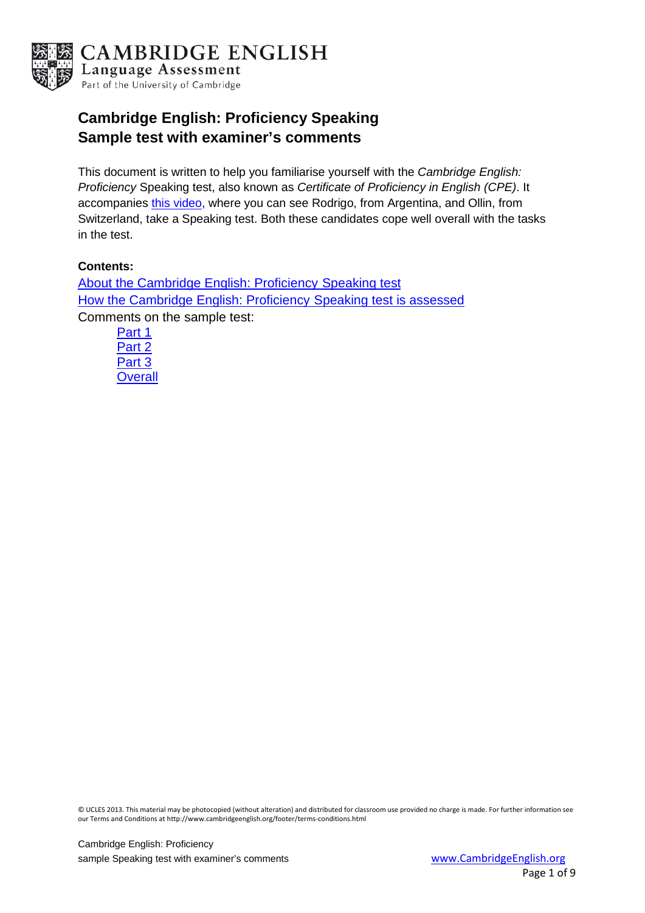CAMBRIDGE ENGLISH
Language Assessment
Part of the University of Cambridge

# Cambridge English: Proficiency Speaking
# Sample test with examiner's comments

This document is written to help you familiarise yourself with the *Cambridge English: Proficiency* Speaking test, also known as *Certificate of Proficiency in English (CPE)*. It accompanies this video, where you can see Rodrigo, from Argentina, and Ollin, from Switzerland, take a Speaking test. Both these candidates cope well overall with the tasks in the test.

**Contents:**

About the Cambridge English: Proficiency Speaking test
How the Cambridge English: Proficiency Speaking test is assessed
Comments on the sample test:

- Part 1
- Part 2
- Part 3
- Overall

© UCLES 2013. This material may be photocopied (without alteration) and distributed for classroom use provided no charge is made. For further information see our Terms and Conditions at http://www.cambridgeenglish.org/footer/terms-conditions.html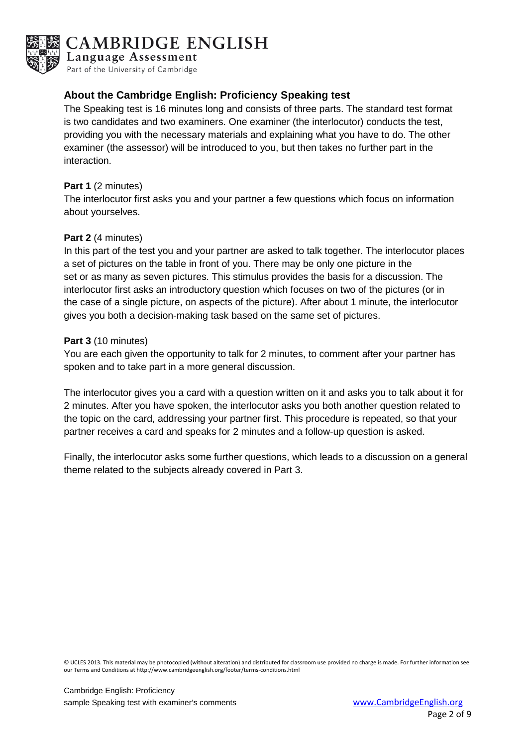## About the Cambridge English: Proficiency Speaking test

The Speaking test is 16 minutes long and consists of three parts. The standard test format is two candidates and two examiners. One examiner (the interlocutor) conducts the test, providing you with the necessary materials and explaining what you have to do. The other examiner (the assessor) will be introduced to you, but then takes no further part in the interaction.

**Part 1** (2 minutes)

The interlocutor first asks you and your partner a few questions which focus on information about yourselves.

**Part 2** (4 minutes)

In this part of the test you and your partner are asked to talk together. The interlocutor places a set of pictures on the table in front of you. There may be only one picture in the set or as many as seven pictures. This stimulus provides the basis for a discussion. The interlocutor first asks an introductory question which focuses on two of the pictures (or in the case of a single picture, on aspects of the picture). After about 1 minute, the interlocutor gives you both a decision-making task based on the same set of pictures.

**Part 3** (10 minutes)

You are each given the opportunity to talk for 2 minutes, to comment after your partner has spoken and to take part in a more general discussion.

The interlocutor gives you a card with a question written on it and asks you to talk about it for 2 minutes. After you have spoken, the interlocutor asks you both another question related to the topic on the card, addressing your partner first. This procedure is repeated, so that your partner receives a card and speaks for 2 minutes and a follow-up question is asked.

Finally, the interlocutor asks some further questions, which leads to a discussion on a general theme related to the subjects already covered in Part 3.

© UCLES 2013. This material may be photocopied (without alteration) and distributed for classroom use provided no charge is made. For further information see our Terms and Conditions at http://www.cambridgeenglish.org/footer/terms-conditions.html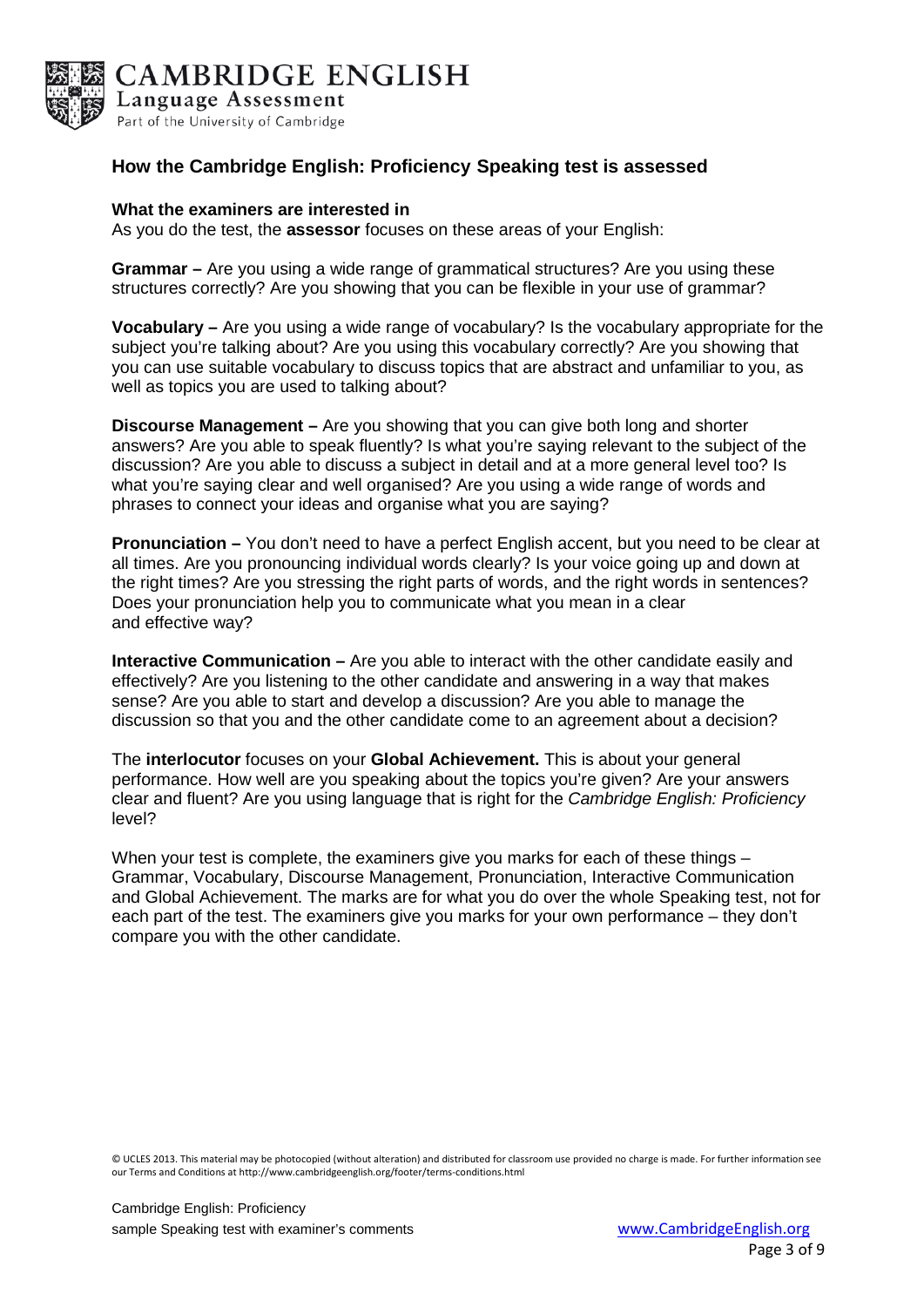## How the Cambridge English: Proficiency Speaking test is assessed

**What the examiners are interested in**
As you do the test, the **assessor** focuses on these areas of your English:

**Grammar –** Are you using a wide range of grammatical structures? Are you using these structures correctly? Are you showing that you can be flexible in your use of grammar?

**Vocabulary –** Are you using a wide range of vocabulary? Is the vocabulary appropriate for the subject you're talking about? Are you using this vocabulary correctly? Are you showing that you can use suitable vocabulary to discuss topics that are abstract and unfamiliar to you, as well as topics you are used to talking about?

**Discourse Management –** Are you showing that you can give both long and shorter answers? Are you able to speak fluently? Is what you're saying relevant to the subject of the discussion? Are you able to discuss a subject in detail and at a more general level too? Is what you're saying clear and well organised? Are you using a wide range of words and phrases to connect your ideas and organise what you are saying?

**Pronunciation –** You don't need to have a perfect English accent, but you need to be clear at all times. Are you pronouncing individual words clearly? Is your voice going up and down at the right times? Are you stressing the right parts of words, and the right words in sentences? Does your pronunciation help you to communicate what you mean in a clear and effective way?

**Interactive Communication –** Are you able to interact with the other candidate easily and effectively? Are you listening to the other candidate and answering in a way that makes sense? Are you able to start and develop a discussion? Are you able to manage the discussion so that you and the other candidate come to an agreement about a decision?

The **interlocutor** focuses on your **Global Achievement.** This is about your general performance. How well are you speaking about the topics you're given? Are your answers clear and fluent? Are you using language that is right for the *Cambridge English: Proficiency* level?

When your test is complete, the examiners give you marks for each of these things – Grammar, Vocabulary, Discourse Management, Pronunciation, Interactive Communication and Global Achievement. The marks are for what you do over the whole Speaking test, not for each part of the test. The examiners give you marks for your own performance – they don't compare you with the other candidate.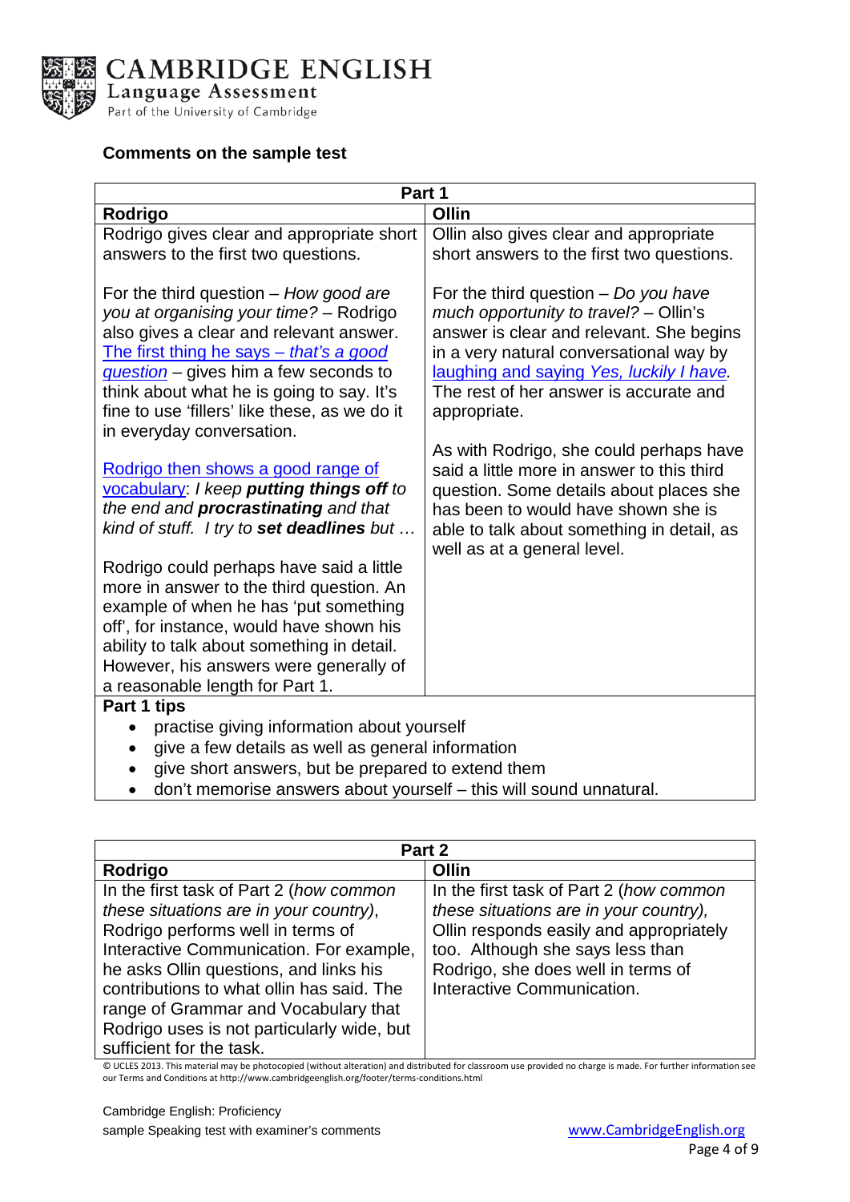## Comments on the sample test

| Part 1 | |
|---|---|
| **Rodrigo** | **Ollin** |
| Rodrigo gives clear and appropriate short answers to the first two questions.<br><br>For the third question – *How good are you at organising your time?* – Rodrigo also gives a clear and relevant answer. The first thing he says – *that's a good question* – gives him a few seconds to think about what he is going to say. It's fine to use 'fillers' like these, as we do it in everyday conversation.<br><br>Rodrigo then shows a good range of vocabulary: *I keep* ***putting things off*** *to the end and* ***procrastinating*** *and that kind of stuff. I try to* ***set deadlines*** *but …*<br><br>Rodrigo could perhaps have said a little more in answer to the third question. An example of when he has 'put something off', for instance, would have shown his ability to talk about something in detail. However, his answers were generally of a reasonable length for Part 1. | Ollin also gives clear and appropriate short answers to the first two questions.<br><br>For the third question – *Do you have much opportunity to travel?* – Ollin's answer is clear and relevant. She begins in a very natural conversational way by laughing and saying *Yes, luckily I have.* The rest of her answer is accurate and appropriate.<br><br>As with Rodrigo, she could perhaps have said a little more in answer to this third question. Some details about places she has been to would have shown she is able to talk about something in detail, as well as at a general level. |

**Part 1 tips**

- practise giving information about yourself
- give a few details as well as general information
- give short answers, but be prepared to extend them
- don't memorise answers about yourself – this will sound unnatural.

| Part 2 | |
|---|---|
| **Rodrigo** | **Ollin** |
| In the first task of Part 2 (*how common these situations are in your country*), Rodrigo performs well in terms of Interactive Communication. For example, he asks Ollin questions, and links his contributions to what ollin has said. The range of Grammar and Vocabulary that Rodrigo uses is not particularly wide, but sufficient for the task. | In the first task of Part 2 (*how common these situations are in your country),* Ollin responds easily and appropriately too. Although she says less than Rodrigo, she does well in terms of Interactive Communication. |

© UCLES 2013. This material may be photocopied (without alteration) and distributed for classroom use provided no charge is made. For further information see our Terms and Conditions at http://www.cambridgeenglish.org/footer/terms-conditions.html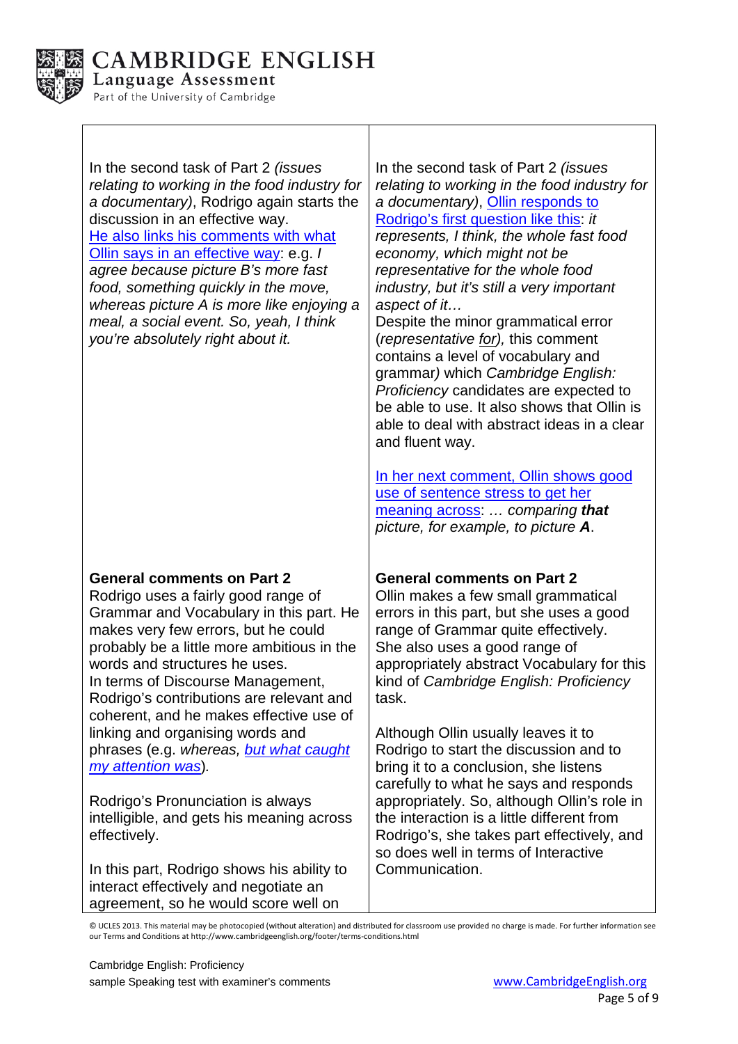In the second task of Part 2 *(issues relating to working in the food industry for a documentary)*, Rodrigo again starts the discussion in an effective way.
He also links his comments with what Ollin says in an effective way: e.g. *I agree because picture B's more fast food, something quickly in the move, whereas picture A is more like enjoying a meal, a social event. So, yeah, I think you're absolutely right about it.*

In the second task of Part 2 *(issues relating to working in the food industry for a documentary)*, Ollin responds to Rodrigo's first question like this: *it represents, I think, the whole fast food economy, which might not be representative for the whole food industry, but it's still a very important aspect of it…*
Despite the minor grammatical error (*representative for),* this comment contains a level of vocabulary and grammar*)* which *Cambridge English: Proficiency* candidates are expected to be able to use. It also shows that Ollin is able to deal with abstract ideas in a clear and fluent way.

In her next comment, Ollin shows good use of sentence stress to get her meaning across: *… comparing **that** picture, for example, to picture **A**.*

**General comments on Part 2**

Rodrigo uses a fairly good range of Grammar and Vocabulary in this part. He makes very few errors, but he could probably be a little more ambitious in the words and structures he uses.
In terms of Discourse Management, Rodrigo's contributions are relevant and coherent, and he makes effective use of linking and organising words and phrases (e.g. *whereas, but what caught my attention was).*

Rodrigo's Pronunciation is always intelligible, and gets his meaning across effectively.

In this part, Rodrigo shows his ability to interact effectively and negotiate an agreement, so he would score well on

**General comments on Part 2**

Ollin makes a few small grammatical errors in this part, but she uses a good range of Grammar quite effectively. She also uses a good range of appropriately abstract Vocabulary for this kind of *Cambridge English: Proficiency* task.

Although Ollin usually leaves it to Rodrigo to start the discussion and to bring it to a conclusion, she listens carefully to what he says and responds appropriately. So, although Ollin's role in the interaction is a little different from Rodrigo's, she takes part effectively, and so does well in terms of Interactive Communication.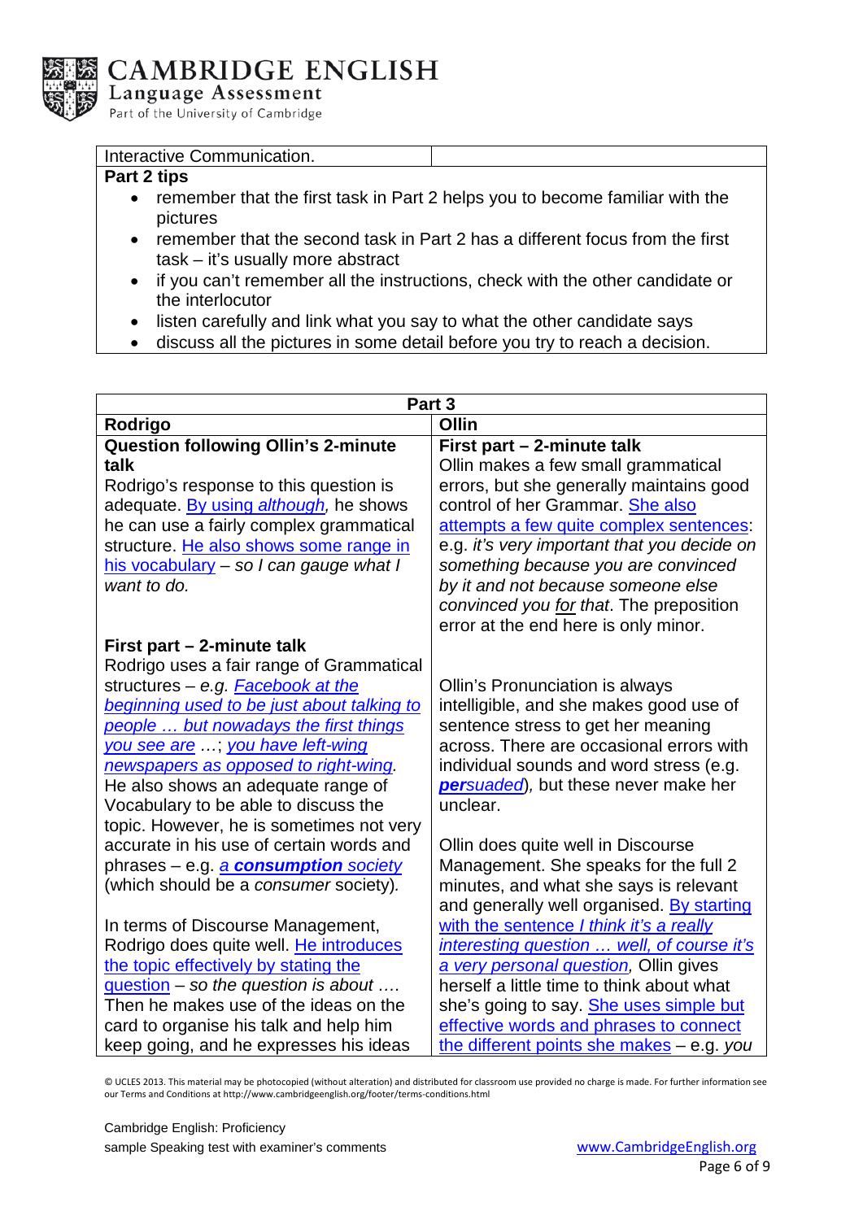| Interactive Communication. | |
|---|---|

**Part 2 tips**

- remember that the first task in Part 2 helps you to become familiar with the pictures
- remember that the second task in Part 2 has a different focus from the first task – it's usually more abstract
- if you can't remember all the instructions, check with the other candidate or the interlocutor
- listen carefully and link what you say to what the other candidate says
- discuss all the pictures in some detail before you try to reach a decision.

| Part 3 | |
|---|---|
| **Rodrigo** | **Ollin** |
| **Question following Ollin's 2-minute talk**<br>Rodrigo's response to this question is adequate. By using *although*, he shows he can use a fairly complex grammatical structure. He also shows some range in his vocabulary – *so I can gauge what I want to do.*<br><br>**First part – 2-minute talk**<br>Rodrigo uses a fair range of Grammatical structures – *e.g. Facebook at the beginning used to be just about talking to people … but nowadays the first things you see are …; you have left-wing newspapers as opposed to right-wing.* He also shows an adequate range of Vocabulary to be able to discuss the topic. However, he is sometimes not very accurate in his use of certain words and phrases – e.g. *a **consumption** society* (which should be a *consumer* society).<br><br>In terms of Discourse Management, Rodrigo does quite well. He introduces the topic effectively by stating the question – *so the question is about ….* Then he makes use of the ideas on the card to organise his talk and help him keep going, and he expresses his ideas | **First part – 2-minute talk**<br>Ollin makes a few small grammatical errors, but she generally maintains good control of her Grammar. She also attempts a few quite complex sentences: e.g. *it's very important that you decide on something because you are convinced by it and not because someone else convinced you <u>for</u> that*. The preposition error at the end here is only minor.<br><br>Ollin's Pronunciation is always intelligible, and she makes good use of sentence stress to get her meaning across. There are occasional errors with individual sounds and word stress (e.g. ***per**suaded*), but these never make her unclear.<br><br>Ollin does quite well in Discourse Management. She speaks for the full 2 minutes, and what she says is relevant and generally well organised. By starting with the sentence *I think it's a really interesting question … well, of course it's a very personal question,* Ollin gives herself a little time to think about what she's going to say. She uses simple but effective words and phrases to connect the different points she makes – e.g. *you* |

© UCLES 2013. This material may be photocopied (without alteration) and distributed for classroom use provided no charge is made. For further information see our Terms and Conditions at http://www.cambridgeenglish.org/footer/terms-conditions.html

Cambridge English: Proficiency
sample Speaking test with examiner's comments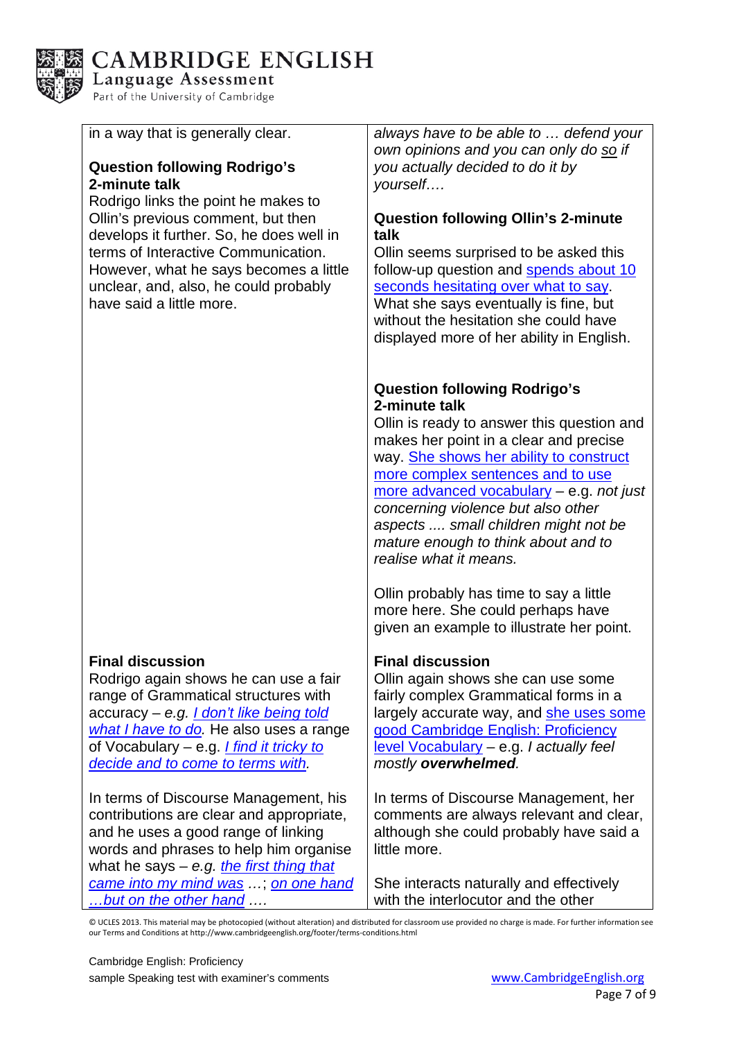| | |
|---|---|
| in a way that is generally clear.<br><br>**Question following Rodrigo's 2-minute talk**<br>Rodrigo links the point he makes to Ollin's previous comment, but then develops it further. So, he does well in terms of Interactive Communication. However, what he says becomes a little unclear, and, also, he could probably have said a little more. | *always have to be able to … defend your own opinions and you can only do so if you actually decided to do it by yourself….*<br><br>**Question following Ollin's 2-minute talk**<br>Ollin seems surprised to be asked this follow-up question and spends about 10 seconds hesitating over what to say. What she says eventually is fine, but without the hesitation she could have displayed more of her ability in English.<br><br>**Question following Rodrigo's 2-minute talk**<br>Ollin is ready to answer this question and makes her point in a clear and precise way. She shows her ability to construct more complex sentences and to use more advanced vocabulary – e.g. *not just concerning violence but also other aspects .... small children might not be mature enough to think about and to realise what it means.*<br><br>Ollin probably has time to say a little more here. She could perhaps have given an example to illustrate her point. |
| **Final discussion**<br>Rodrigo again shows he can use a fair range of Grammatical structures with accuracy – *e.g. I don't like being told what I have to do.* He also uses a range of Vocabulary – e.g. *I find it tricky to decide and to come to terms with.*<br><br>In terms of Discourse Management, his contributions are clear and appropriate, and he uses a good range of linking words and phrases to help him organise what he says – *e.g. the first thing that came into my mind was …; on one hand …but on the other hand ….* | **Final discussion**<br>Ollin again shows she can use some fairly complex Grammatical forms in a largely accurate way, and she uses some good Cambridge English: Proficiency level Vocabulary – e.g. *I actually feel mostly **overwhelmed**.*<br><br>In terms of Discourse Management, her comments are always relevant and clear, although she could probably have said a little more.<br><br>She interacts naturally and effectively with the interlocutor and the other |

© UCLES 2013. This material may be photocopied (without alteration) and distributed for classroom use provided no charge is made. For further information see our Terms and Conditions at http://www.cambridgeenglish.org/footer/terms-conditions.html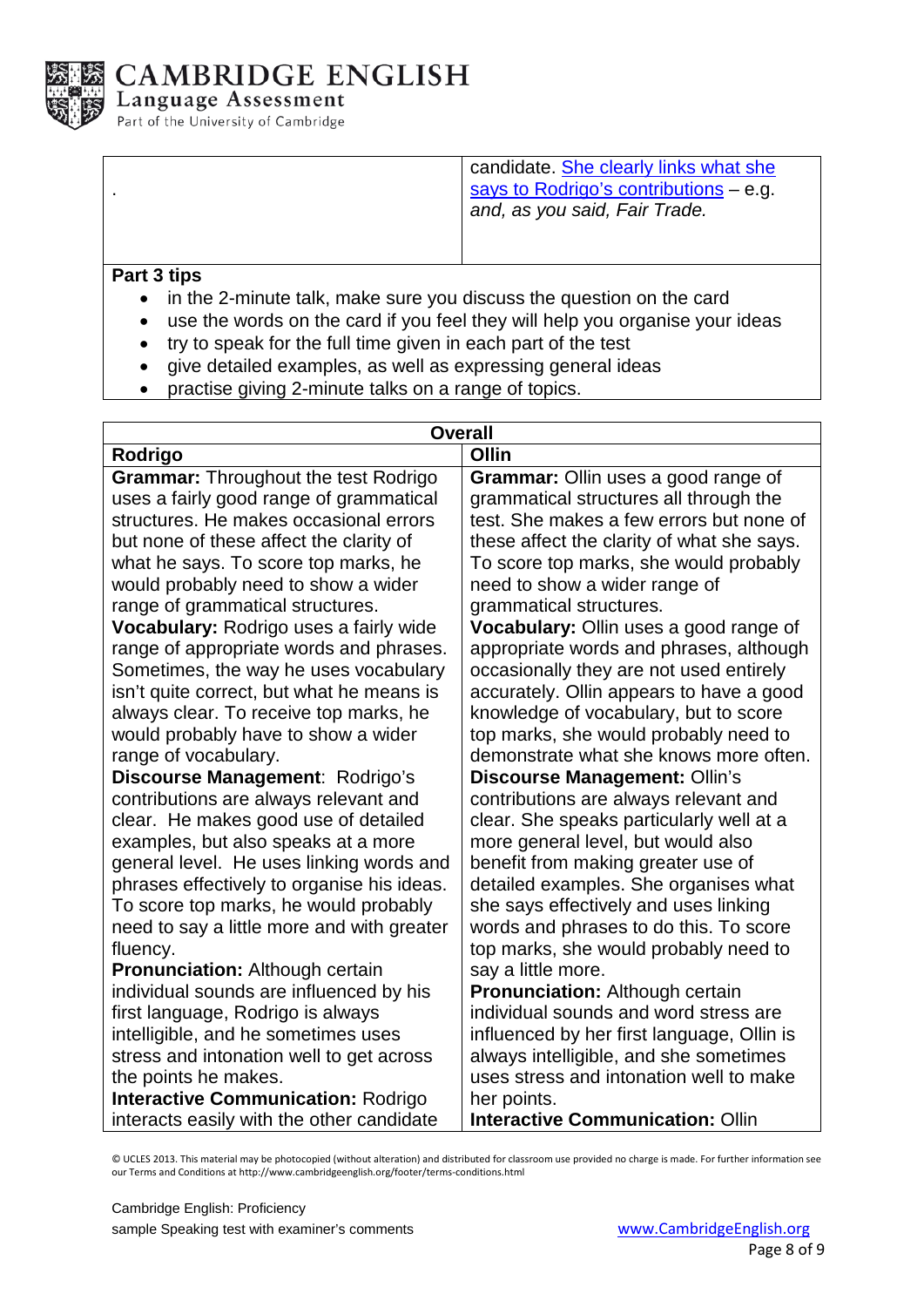| | |
|---|---|
| . | candidate. She clearly links what she says to Rodrigo's contributions – e.g. *and, as you said, Fair Trade.* |

**Part 3 tips**

- in the 2-minute talk, make sure you discuss the question on the card
- use the words on the card if you feel they will help you organise your ideas
- try to speak for the full time given in each part of the test
- give detailed examples, as well as expressing general ideas
- practise giving 2-minute talks on a range of topics.

| **Overall** | |
|---|---|
| **Rodrigo** | **Ollin** |
| **Grammar:** Throughout the test Rodrigo uses a fairly good range of grammatical structures. He makes occasional errors but none of these affect the clarity of what he says. To score top marks, he would probably need to show a wider range of grammatical structures.<br>**Vocabulary:** Rodrigo uses a fairly wide range of appropriate words and phrases. Sometimes, the way he uses vocabulary isn't quite correct, but what he means is always clear. To receive top marks, he would probably have to show a wider range of vocabulary.<br>**Discourse Management**: Rodrigo's contributions are always relevant and clear. He makes good use of detailed examples, but also speaks at a more general level. He uses linking words and phrases effectively to organise his ideas. To score top marks, he would probably need to say a little more and with greater fluency.<br>**Pronunciation:** Although certain individual sounds are influenced by his first language, Rodrigo is always intelligible, and he sometimes uses stress and intonation well to get across the points he makes.<br>**Interactive Communication:** Rodrigo interacts easily with the other candidate | **Grammar:** Ollin uses a good range of grammatical structures all through the test. She makes a few errors but none of these affect the clarity of what she says. To score top marks, she would probably need to show a wider range of grammatical structures.<br>**Vocabulary:** Ollin uses a good range of appropriate words and phrases, although occasionally they are not used entirely accurately. Ollin appears to have a good knowledge of vocabulary, but to score top marks, she would probably need to demonstrate what she knows more often.<br>**Discourse Management:** Ollin's contributions are always relevant and clear. She speaks particularly well at a more general level, but would also benefit from making greater use of detailed examples. She organises what she says effectively using linking words and phrases to do this. To score top marks, she would probably need to say a little more.<br>**Pronunciation:** Although certain individual sounds and word stress are influenced by her first language, Ollin is always intelligible, and she sometimes uses stress and intonation well to make her points.<br>**Interactive Communication:** Ollin |

© UCLES 2013. This material may be photocopied (without alteration) and distributed for classroom use provided no charge is made. For further information see our Terms and Conditions at http://www.cambridgeenglish.org/footer/terms-conditions.html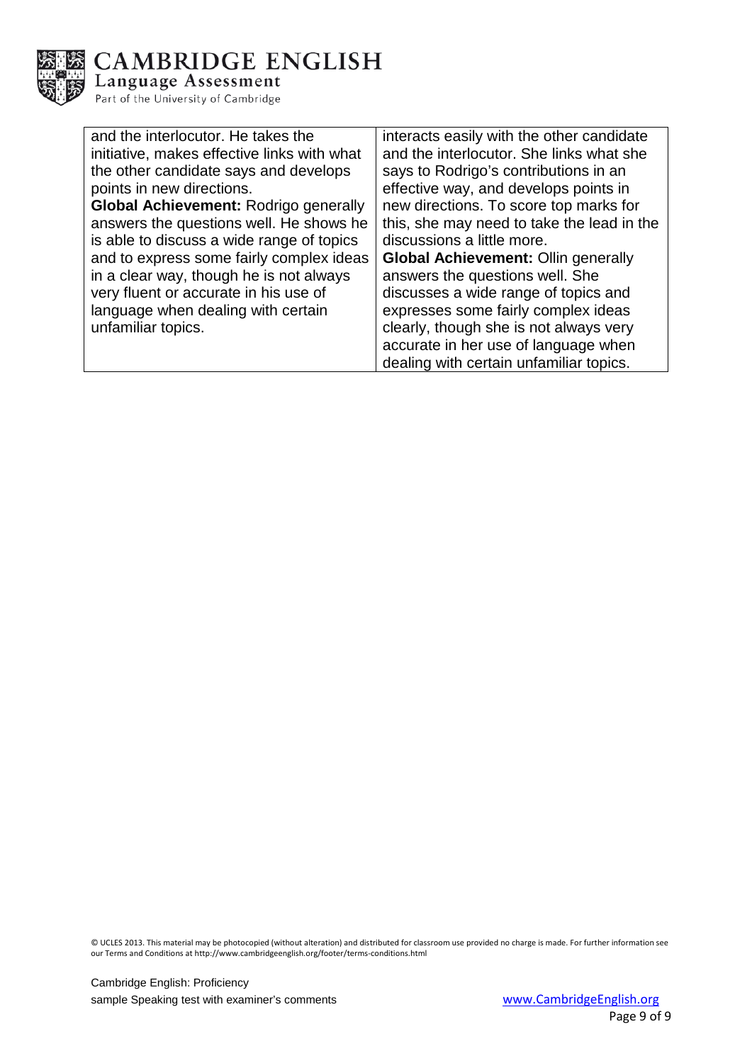| | |
|---|---|
| and the interlocutor. He takes the initiative, makes effective links with what the other candidate says and develops points in new directions. **Global Achievement:** Rodrigo generally answers the questions well. He shows he is able to discuss a wide range of topics and to express some fairly complex ideas in a clear way, though he is not always very fluent or accurate in his use of language when dealing with certain unfamiliar topics. | interacts easily with the other candidate and the interlocutor. She links what she says to Rodrigo's contributions in an effective way, and develops points in new directions. To score top marks for this, she may need to take the lead in the discussions a little more. **Global Achievement:** Ollin generally answers the questions well. She discusses a wide range of topics and expresses some fairly complex ideas clearly, though she is not always very accurate in her use of language when dealing with certain unfamiliar topics. |

© UCLES 2013. This material may be photocopied (without alteration) and distributed for classroom use provided no charge is made. For further information see our Terms and Conditions at http://www.cambridgeenglish.org/footer/terms-conditions.html